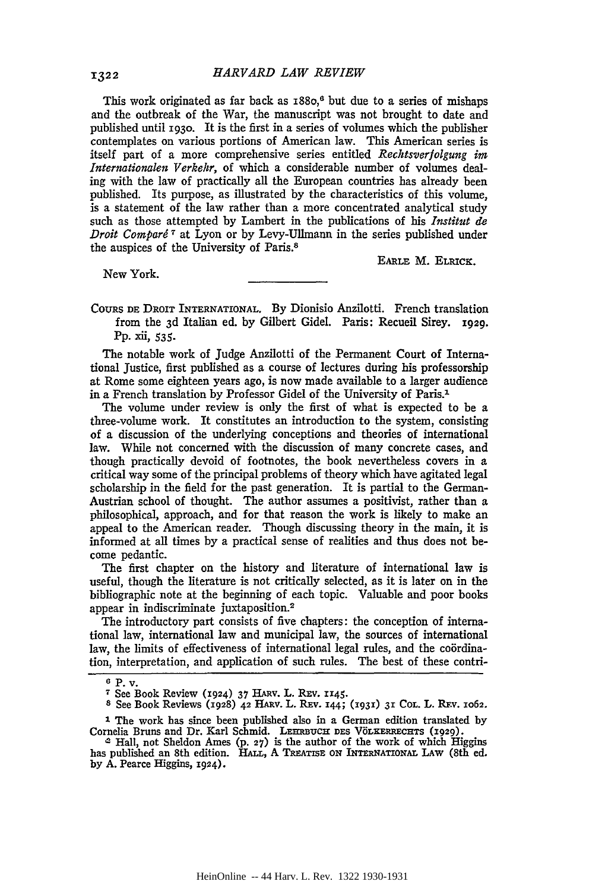This work originated as far back as 1880,[6] but due to a series of mishaps and the outbreak of the War, the manuscript was not brought to date and published until 1930. It is the first in a series of volumes which the publisher contemplates on various portions of American law. This American series is itself part of a more comprehensive series entitled *Rechtsverfolgung im Internationalen Verkehr*, of which a considerable number of volumes dealing with the law of practically all the European countries has already been published. Its purpose, as illustrated by the characteristics of this volume, is a statement of the law rather than a more concentrated analytical study such as those attempted by Lambert in the publications of his *Institut de Droit Comparé*[7] at Lyon or by Levy-Ullmann in the series published under the auspices of the University of Paris.[8]

EARLE M. ELRICK.

New York.

---

COURS DE DROIT INTERNATIONAL. By Dionisio Anzilotti. French translation from the 3d Italian ed. by Gilbert Gidel. Paris: Recueil Sirey. 1929. Pp. xii, 535.

The notable work of Judge Anzilotti of the Permanent Court of International Justice, first published as a course of lectures during his professorship at Rome some eighteen years ago, is now made available to a larger audience in a French translation by Professor Gidel of the University of Paris.[1]

The volume under review is only the first of what is expected to be a three-volume work. It constitutes an introduction to the system, consisting of a discussion of the underlying conceptions and theories of international law. While not concerned with the discussion of many concrete cases, and though practically devoid of footnotes, the book nevertheless covers in a critical way some of the principal problems of theory which have agitated legal scholarship in the field for the past generation. It is partial to the German-Austrian school of thought. The author assumes a positivist, rather than a philosophical, approach, and for that reason the work is likely to make an appeal to the American reader. Though discussing theory in the main, it is informed at all times by a practical sense of realities and thus does not become pedantic.

The first chapter on the history and literature of international law is useful, though the literature is not critically selected, as it is later on in the bibliographic note at the beginning of each topic. Valuable and poor books appear in indiscriminate juxtaposition.[2]

The introductory part consists of five chapters: the conception of international law, international law and municipal law, the sources of international law, the limits of effectiveness of international legal rules, and the coördination, interpretation, and application of such rules. The best of these contri-

---

[6] P. v.

[7] See Book Review (1924) 37 HARV. L. REV. 1145.

[8] See Book Reviews (1928) 42 HARV. L. REV. 144; (1931) 31 COL. L. REV. 1062.

[1] The work has since been published also in a German edition translated by Cornelia Bruns and Dr. Karl Schmid. LEHRBUCH DES VÖLKERRECHTS (1929).

[2] Hall, not Sheldon Ames (p. 27) is the author of the work of which Higgins has published an 8th edition. HALL, A TREATISE ON INTERNATIONAL LAW (8th ed. by A. Pearce Higgins, 1924).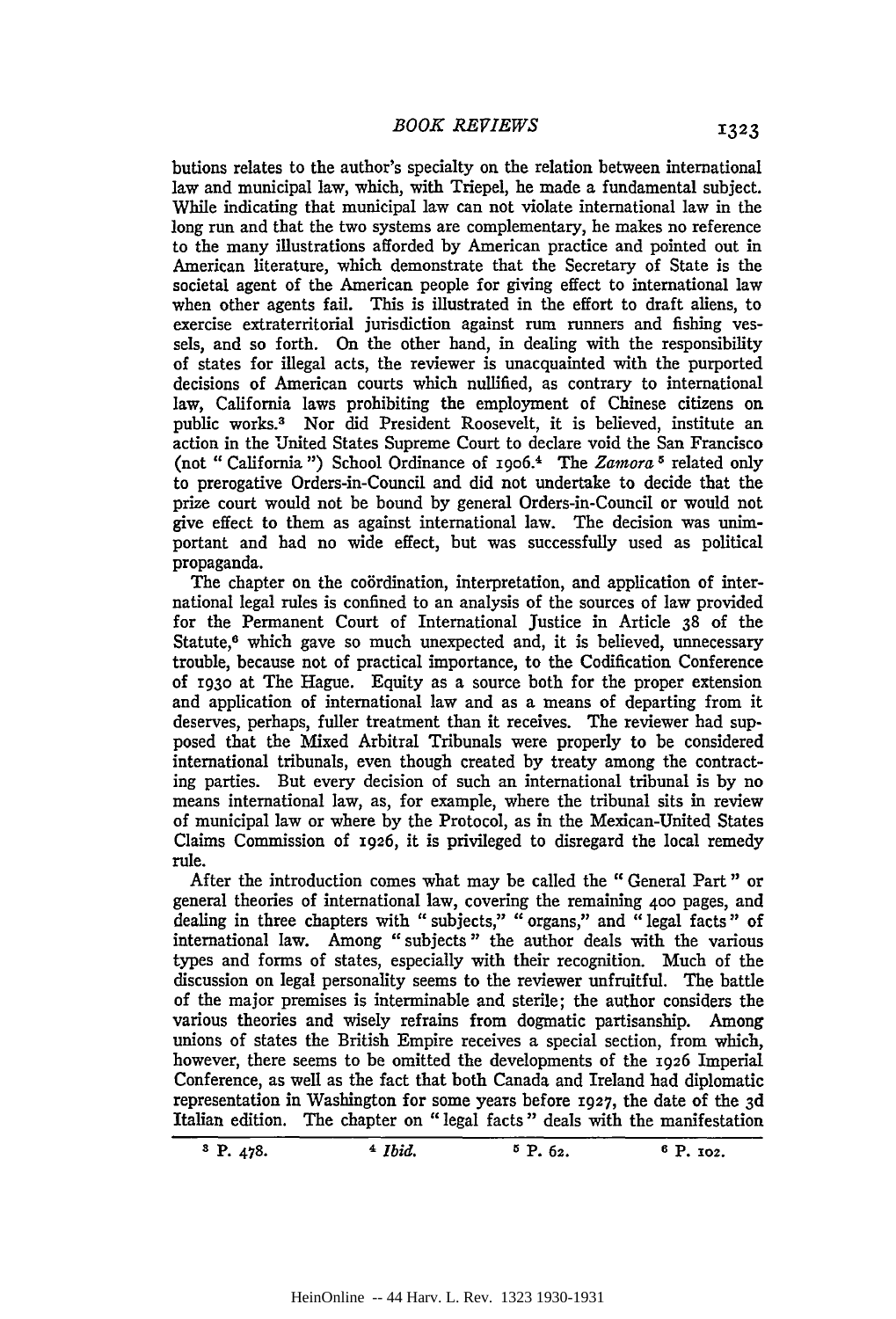butions relates to the author's specialty on the relation between international law and municipal law, which, with Triepel, he made a fundamental subject. While indicating that municipal law can not violate international law in the long run and that the two systems are complementary, he makes no reference to the many illustrations afforded by American practice and pointed out in American literature, which demonstrate that the Secretary of State is the societal agent of the American people for giving effect to international law when other agents fail. This is illustrated in the effort to draft aliens, to exercise extraterritorial jurisdiction against rum runners and fishing vessels, and so forth. On the other hand, in dealing with the responsibility of states for illegal acts, the reviewer is unacquainted with the purported decisions of American courts which nullified, as contrary to international law, California laws prohibiting the employment of Chinese citizens on public works.[3] Nor did President Roosevelt, it is believed, institute an action in the United States Supreme Court to declare void the San Francisco (not "California") School Ordinance of 1906.[4] The *Zamora*[5] related only to prerogative Orders-in-Council and did not undertake to decide that the prize court would not be bound by general Orders-in-Council or would not give effect to them as against international law. The decision was unimportant and had no wide effect, but was successfully used as political propaganda.

The chapter on the coördination, interpretation, and application of international legal rules is confined to an analysis of the sources of law provided for the Permanent Court of International Justice in Article 38 of the Statute,[6] which gave so much unexpected and, it is believed, unnecessary trouble, because not of practical importance, to the Codification Conference of 1930 at The Hague. Equity as a source both for the proper extension and application of international law and as a means of departing from it deserves, perhaps, fuller treatment than it receives. The reviewer had supposed that the Mixed Arbitral Tribunals were properly to be considered international tribunals, even though created by treaty among the contracting parties. But every decision of such an international tribunal is by no means international law, as, for example, where the tribunal sits in review of municipal law or where by the Protocol, as in the Mexican-United States Claims Commission of 1926, it is privileged to disregard the local remedy rule.

After the introduction comes what may be called the "General Part" or general theories of international law, covering the remaining 400 pages, and dealing in three chapters with "subjects," "organs," and "legal facts" of international law. Among "subjects" the author deals with the various types and forms of states, especially with their recognition. Much of the discussion on legal personality seems to the reviewer unfruitful. The battle of the major premises is interminable and sterile; the author considers the various theories and wisely refrains from dogmatic partisanship. Among unions of states the British Empire receives a special section, from which, however, there seems to be omitted the developments of the 1926 Imperial Conference, as well as the fact that both Canada and Ireland had diplomatic representation in Washington for some years before 1927, the date of the 3d Italian edition. The chapter on "legal facts" deals with the manifestation

---

[3] P. 478.

[4] *Ibid.*

[5] P. 62.

[6] P. 102.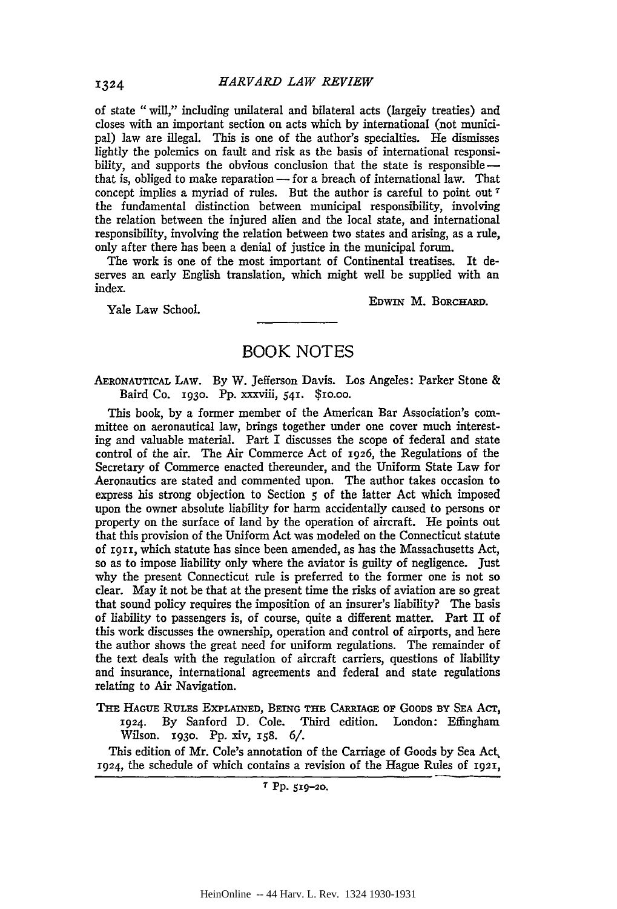of state "will," including unilateral and bilateral acts (largely treaties) and closes with an important section on acts which by international (not municipal) law are illegal. This is one of the author's specialties. He dismisses lightly the polemics on fault and risk as the basis of international responsibility, and supports the obvious conclusion that the state is responsible — that is, obliged to make reparation — for a breach of international law. That concept implies a myriad of rules. But the author is careful to point out[7] the fundamental distinction between municipal responsibility, involving the relation between the injured alien and the local state, and international responsibility, involving the relation between two states and arising, as a rule, only after there has been a denial of justice in the municipal forum.

The work is one of the most important of Continental treatises. It deserves an early English translation, which might well be supplied with an index.

EDWIN M. BORCHARD.

Yale Law School.

## BOOK NOTES

AERONAUTICAL LAW. By W. Jefferson Davis. Los Angeles: Parker Stone & Baird Co. 1930. Pp. xxviii, 541. $10.00.

This book, by a former member of the American Bar Association's committee on aeronautical law, brings together under one cover much interesting and valuable material. Part I discusses the scope of federal and state control of the air. The Air Commerce Act of 1926, the Regulations of the Secretary of Commerce enacted thereunder, and the Uniform State Law for Aeronautics are stated and commented upon. The author takes occasion to express his strong objection to Section 5 of the latter Act which imposed upon the owner absolute liability for harm accidentally caused to persons or property on the surface of land by the operation of aircraft. He points out that this provision of the Uniform Act was modeled on the Connecticut statute of 1911, which statute has since been amended, as has the Massachusetts Act, so as to impose liability only where the aviator is guilty of negligence. Just why the present Connecticut rule is preferred to the former one is not so clear. May it not be that at the present time the risks of aviation are so great that sound policy requires the imposition of an insurer's liability? The basis of liability to passengers is, of course, quite a different matter. Part II of this work discusses the ownership, operation and control of airports, and here the author shows the great need for uniform regulations. The remainder of the text deals with the regulation of aircraft carriers, questions of liability and insurance, international agreements and federal and state regulations relating to Air Navigation.

THE HAGUE RULES EXPLAINED, BEING THE CARRIAGE OF GOODS BY SEA ACT, 1924. By Sanford D. Cole. Third edition. London: Effingham Wilson. 1930. Pp. xiv, 158. 6/.

This edition of Mr. Cole's annotation of the Carriage of Goods by Sea Act, 1924, the schedule of which contains a revision of the Hague Rules of 1921,

[7] Pp. 519–20.